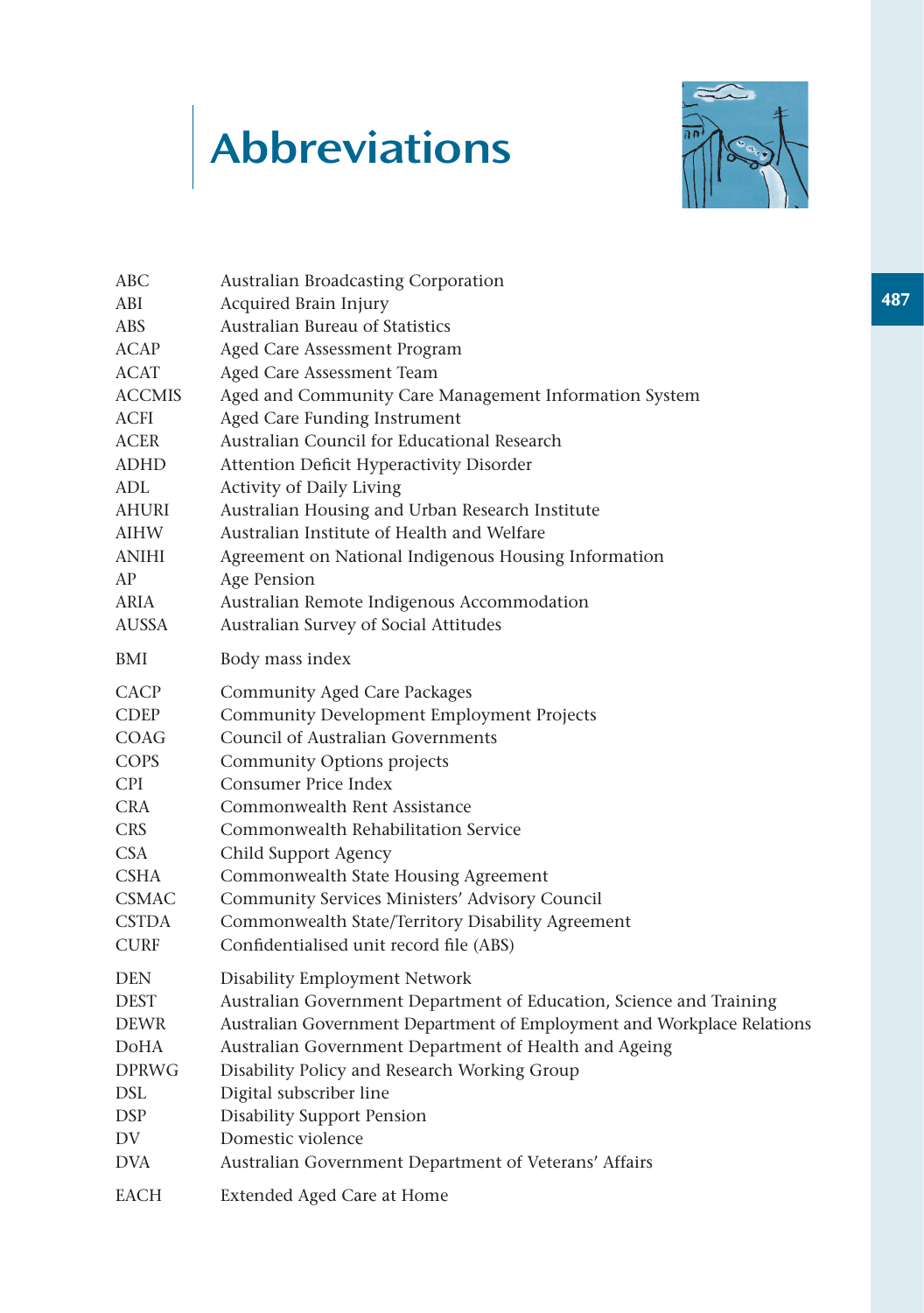# Abbreviations

| | |
|---|---|
| ABC | Australian Broadcasting Corporation |
| ABI | Acquired Brain Injury |
| ABS | Australian Bureau of Statistics |
| ACAP | Aged Care Assessment Program |
| ACAT | Aged Care Assessment Team |
| ACCMIS | Aged and Community Care Management Information System |
| ACFI | Aged Care Funding Instrument |
| ACER | Australian Council for Educational Research |
| ADHD | Attention Deficit Hyperactivity Disorder |
| ADL | Activity of Daily Living |
| AHURI | Australian Housing and Urban Research Institute |
| AIHW | Australian Institute of Health and Welfare |
| ANIHI | Agreement on National Indigenous Housing Information |
| AP | Age Pension |
| ARIA | Australian Remote Indigenous Accommodation |
| AUSSA | Australian Survey of Social Attitudes |
| BMI | Body mass index |
| CACP | Community Aged Care Packages |
| CDEP | Community Development Employment Projects |
| COAG | Council of Australian Governments |
| COPS | Community Options projects |
| CPI | Consumer Price Index |
| CRA | Commonwealth Rent Assistance |
| CRS | Commonwealth Rehabilitation Service |
| CSA | Child Support Agency |
| CSHA | Commonwealth State Housing Agreement |
| CSMAC | Community Services Ministers' Advisory Council |
| CSTDA | Commonwealth State/Territory Disability Agreement |
| CURF | Confidentialised unit record file (ABS) |
| DEN | Disability Employment Network |
| DEST | Australian Government Department of Education, Science and Training |
| DEWR | Australian Government Department of Employment and Workplace Relations |
| DoHA | Australian Government Department of Health and Ageing |
| DPRWG | Disability Policy and Research Working Group |
| DSL | Digital subscriber line |
| DSP | Disability Support Pension |
| DV | Domestic violence |
| DVA | Australian Government Department of Veterans' Affairs |
| EACH | Extended Aged Care at Home |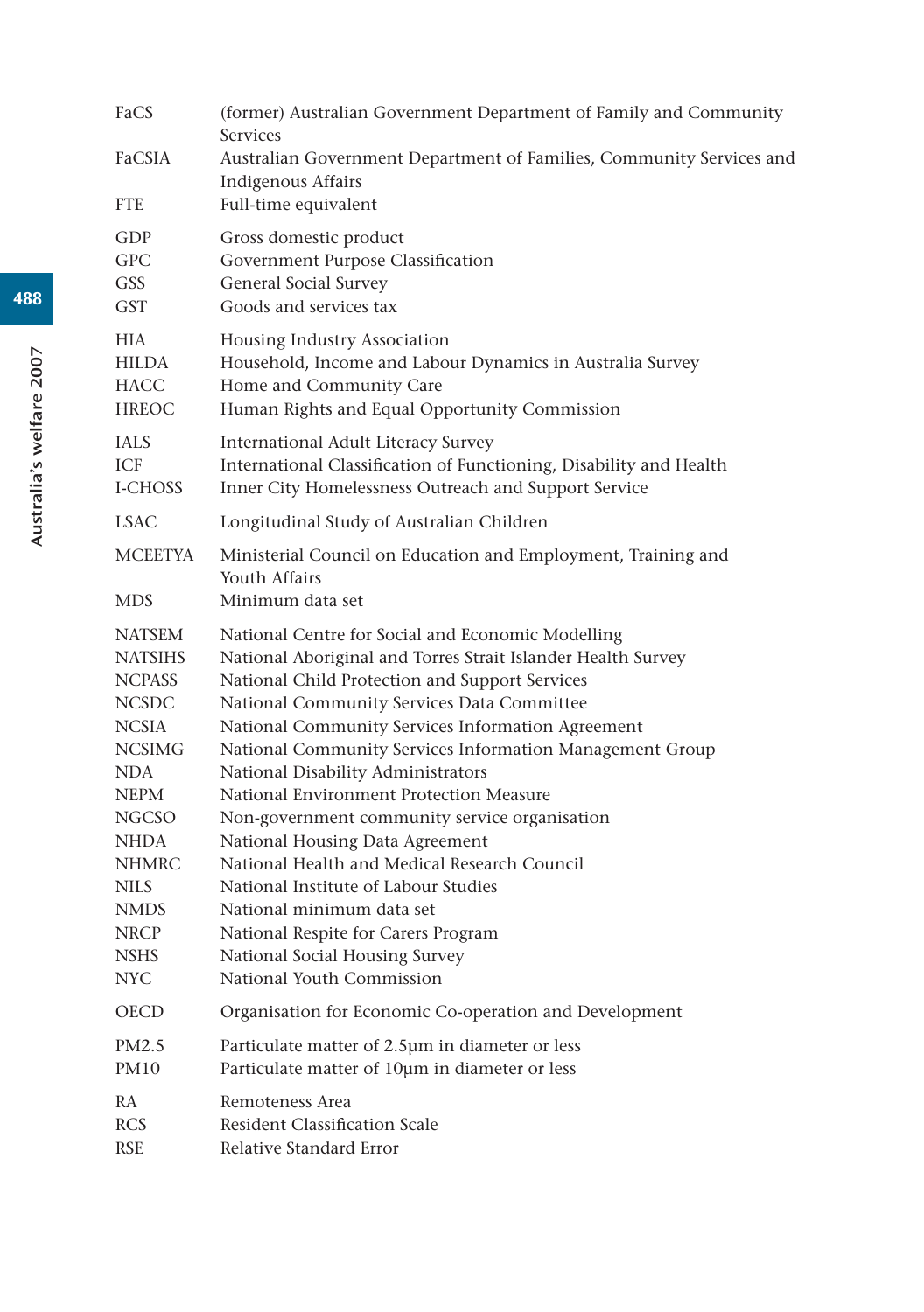| | |
|---|---|
| FaCS | (former) Australian Government Department of Family and Community Services |
| FaCSIA | Australian Government Department of Families, Community Services and Indigenous Affairs |
| FTE | Full-time equivalent |
| GDP | Gross domestic product |
| GPC | Government Purpose Classification |
| GSS | General Social Survey |
| GST | Goods and services tax |
| HIA | Housing Industry Association |
| HILDA | Household, Income and Labour Dynamics in Australia Survey |
| HACC | Home and Community Care |
| HREOC | Human Rights and Equal Opportunity Commission |
| IALS | International Adult Literacy Survey |
| ICF | International Classification of Functioning, Disability and Health |
| I-CHOSS | Inner City Homelessness Outreach and Support Service |
| LSAC | Longitudinal Study of Australian Children |
| MCEETYA | Ministerial Council on Education and Employment, Training and Youth Affairs |
| MDS | Minimum data set |
| NATSEM | National Centre for Social and Economic Modelling |
| NATSIHS | National Aboriginal and Torres Strait Islander Health Survey |
| NCPASS | National Child Protection and Support Services |
| NCSDC | National Community Services Data Committee |
| NCSIA | National Community Services Information Agreement |
| NCSIMG | National Community Services Information Management Group |
| NDA | National Disability Administrators |
| NEPM | National Environment Protection Measure |
| NGCSO | Non-government community service organisation |
| NHDA | National Housing Data Agreement |
| NHMRC | National Health and Medical Research Council |
| NILS | National Institute of Labour Studies |
| NMDS | National minimum data set |
| NRCP | National Respite for Carers Program |
| NSHS | National Social Housing Survey |
| NYC | National Youth Commission |
| OECD | Organisation for Economic Co-operation and Development |
| PM2.5 | Particulate matter of 2.5μm in diameter or less |
| PM10 | Particulate matter of 10μm in diameter or less |
| RA | Remoteness Area |
| RCS | Resident Classification Scale |
| RSE | Relative Standard Error |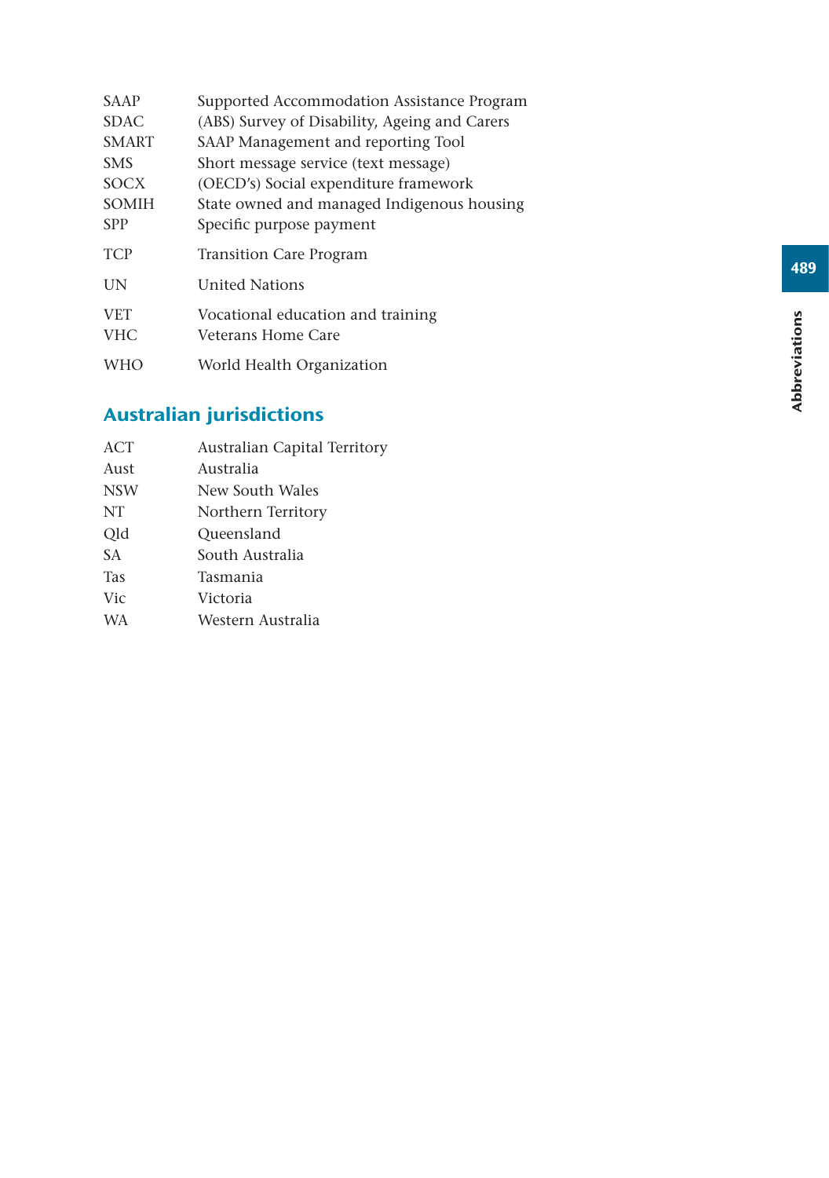| | |
|---|---|
| SAAP | Supported Accommodation Assistance Program |
| SDAC | (ABS) Survey of Disability, Ageing and Carers |
| SMART | SAAP Management and reporting Tool |
| SMS | Short message service (text message) |
| SOCX | (OECD's) Social expenditure framework |
| SOMIH | State owned and managed Indigenous housing |
| SPP | Specific purpose payment |
| TCP | Transition Care Program |
| UN | United Nations |
| VET | Vocational education and training |
| VHC | Veterans Home Care |
| WHO | World Health Organization |

## Australian jurisdictions

| | |
|---|---|
| ACT | Australian Capital Territory |
| Aust | Australia |
| NSW | New South Wales |
| NT | Northern Territory |
| Qld | Queensland |
| SA | South Australia |
| Tas | Tasmania |
| Vic | Victoria |
| WA | Western Australia |